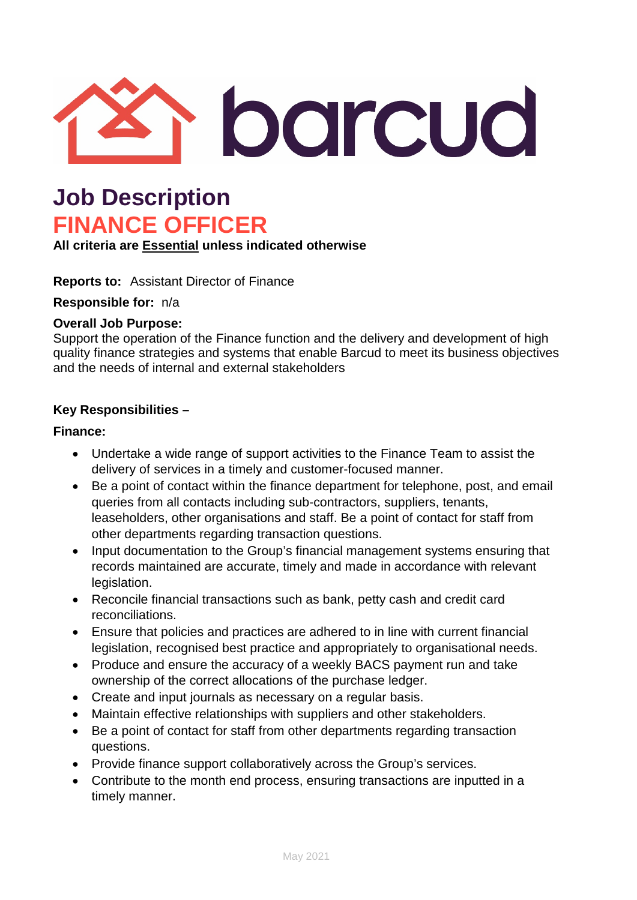barcud

# Job Description

## FINANCE OFFICER

**All criteria are Essential unless indicated otherwise**

**Reports to:** Assistant Director of Finance

**Responsible for:** n/a

**Overall Job Purpose:**
Support the operation of the Finance function and the delivery and development of high quality finance strategies and systems that enable Barcud to meet its business objectives and the needs of internal and external stakeholders

**Key Responsibilities –**

**Finance:**

- Undertake a wide range of support activities to the Finance Team to assist the delivery of services in a timely and customer-focused manner.
- Be a point of contact within the finance department for telephone, post, and email queries from all contacts including sub-contractors, suppliers, tenants, leaseholders, other organisations and staff. Be a point of contact for staff from other departments regarding transaction questions.
- Input documentation to the Group's financial management systems ensuring that records maintained are accurate, timely and made in accordance with relevant legislation.
- Reconcile financial transactions such as bank, petty cash and credit card reconciliations.
- Ensure that policies and practices are adhered to in line with current financial legislation, recognised best practice and appropriately to organisational needs.
- Produce and ensure the accuracy of a weekly BACS payment run and take ownership of the correct allocations of the purchase ledger.
- Create and input journals as necessary on a regular basis.
- Maintain effective relationships with suppliers and other stakeholders.
- Be a point of contact for staff from other departments regarding transaction questions.
- Provide finance support collaboratively across the Group's services.
- Contribute to the month end process, ensuring transactions are inputted in a timely manner.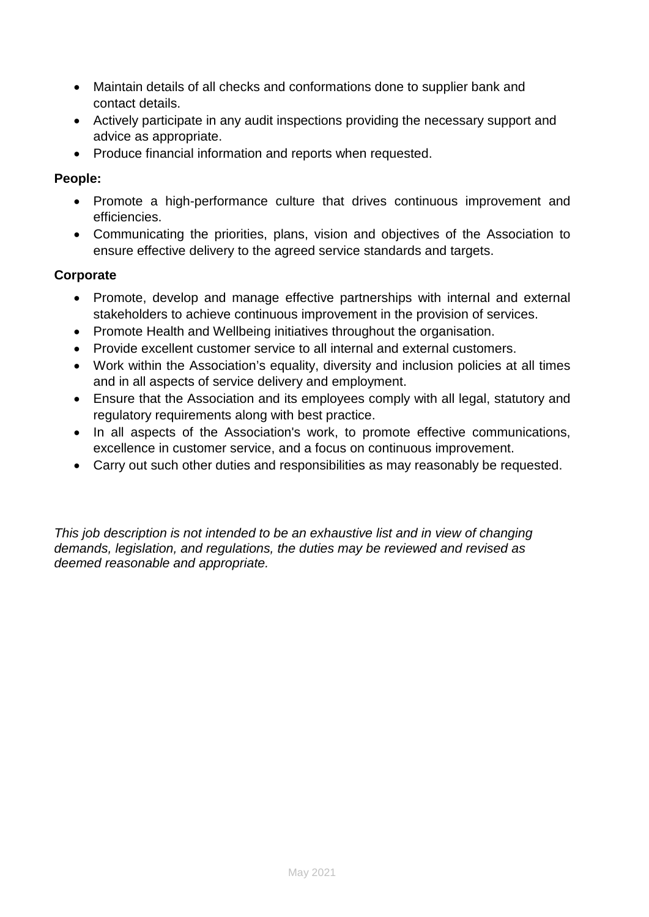- Maintain details of all checks and conformations done to supplier bank and contact details.
- Actively participate in any audit inspections providing the necessary support and advice as appropriate.
- Produce financial information and reports when requested.

**People:**

- Promote a high-performance culture that drives continuous improvement and efficiencies.
- Communicating the priorities, plans, vision and objectives of the Association to ensure effective delivery to the agreed service standards and targets.

**Corporate**

- Promote, develop and manage effective partnerships with internal and external stakeholders to achieve continuous improvement in the provision of services.
- Promote Health and Wellbeing initiatives throughout the organisation.
- Provide excellent customer service to all internal and external customers.
- Work within the Association's equality, diversity and inclusion policies at all times and in all aspects of service delivery and employment.
- Ensure that the Association and its employees comply with all legal, statutory and regulatory requirements along with best practice.
- In all aspects of the Association's work, to promote effective communications, excellence in customer service, and a focus on continuous improvement.
- Carry out such other duties and responsibilities as may reasonably be requested.

*This job description is not intended to be an exhaustive list and in view of changing demands, legislation, and regulations, the duties may be reviewed and revised as deemed reasonable and appropriate.*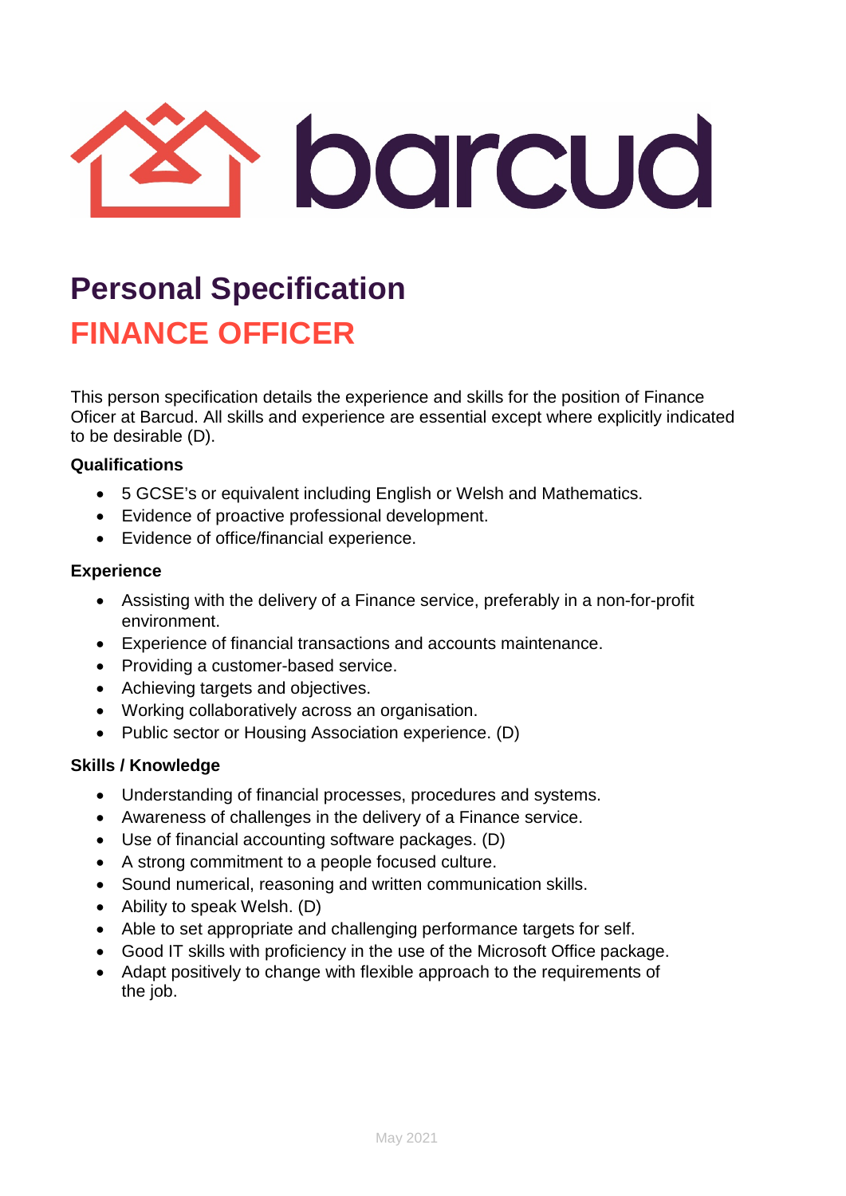barcud

# Personal Specification

# FINANCE OFFICER

This person specification details the experience and skills for the position of Finance Oficer at Barcud. All skills and experience are essential except where explicitly indicated to be desirable (D).

**Qualifications**

- 5 GCSE's or equivalent including English or Welsh and Mathematics.
- Evidence of proactive professional development.
- Evidence of office/financial experience.

**Experience**

- Assisting with the delivery of a Finance service, preferably in a non-for-profit environment.
- Experience of financial transactions and accounts maintenance.
- Providing a customer-based service.
- Achieving targets and objectives.
- Working collaboratively across an organisation.
- Public sector or Housing Association experience. (D)

**Skills / Knowledge**

- Understanding of financial processes, procedures and systems.
- Awareness of challenges in the delivery of a Finance service.
- Use of financial accounting software packages. (D)
- A strong commitment to a people focused culture.
- Sound numerical, reasoning and written communication skills.
- Ability to speak Welsh. (D)
- Able to set appropriate and challenging performance targets for self.
- Good IT skills with proficiency in the use of the Microsoft Office package.
- Adapt positively to change with flexible approach to the requirements of the job.

May 2021